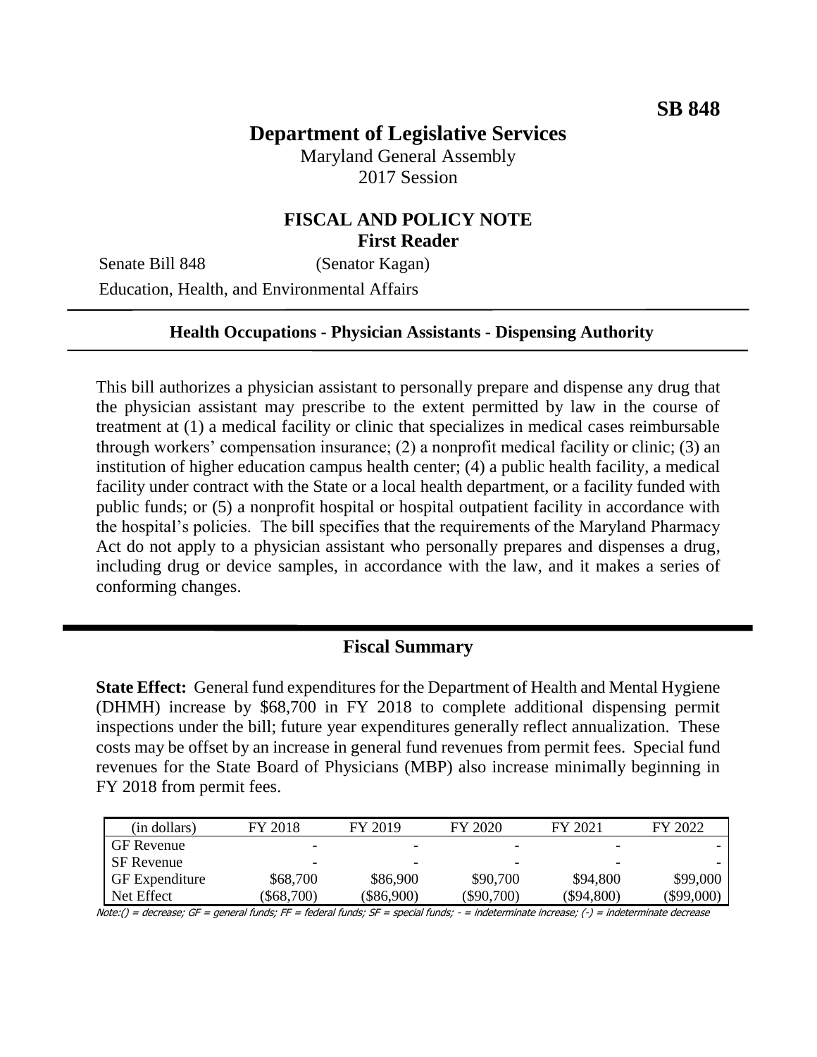**SB 848**

# Department of Legislative Services

Maryland General Assembly
2017 Session

## FISCAL AND POLICY NOTE
**First Reader**

Senate Bill 848 (Senator Kagan)
Education, Health, and Environmental Affairs

---

**Health Occupations - Physician Assistants - Dispensing Authority**

---

This bill authorizes a physician assistant to personally prepare and dispense any drug that the physician assistant may prescribe to the extent permitted by law in the course of treatment at (1) a medical facility or clinic that specializes in medical cases reimbursable through workers' compensation insurance; (2) a nonprofit medical facility or clinic; (3) an institution of higher education campus health center; (4) a public health facility, a medical facility under contract with the State or a local health department, or a facility funded with public funds; or (5) a nonprofit hospital or hospital outpatient facility in accordance with the hospital's policies. The bill specifies that the requirements of the Maryland Pharmacy Act do not apply to a physician assistant who personally prepares and dispenses a drug, including drug or device samples, in accordance with the law, and it makes a series of conforming changes.

---

## Fiscal Summary

**State Effect:** General fund expenditures for the Department of Health and Mental Hygiene (DHMH) increase by $68,700 in FY 2018 to complete additional dispensing permit inspections under the bill; future year expenditures generally reflect annualization. These costs may be offset by an increase in general fund revenues from permit fees. Special fund revenues for the State Board of Physicians (MBP) also increase minimally beginning in FY 2018 from permit fees.

| (in dollars) | FY 2018 | FY 2019 | FY 2020 | FY 2021 | FY 2022 |
|---|---|---|---|---|---|
| GF Revenue | - | - | - | - | - |
| SF Revenue | - | - | - | - | - |
| GF Expenditure | $68,700 | $86,900 | $90,700 | $94,800 | $99,000 |
| Net Effect | ($68,700) | ($86,900) | ($90,700) | ($94,800) | ($99,000) |

Note:() = decrease; GF = general funds; FF = federal funds; SF = special funds; - = indeterminate increase; (-) = indeterminate decrease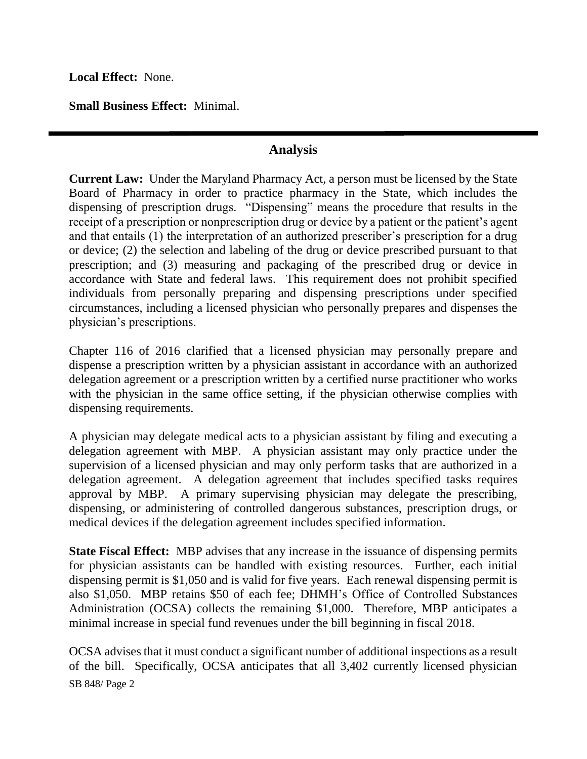**Local Effect:** None.

**Small Business Effect:** Minimal.

---

## Analysis

**Current Law:** Under the Maryland Pharmacy Act, a person must be licensed by the State Board of Pharmacy in order to practice pharmacy in the State, which includes the dispensing of prescription drugs. "Dispensing" means the procedure that results in the receipt of a prescription or nonprescription drug or device by a patient or the patient's agent and that entails (1) the interpretation of an authorized prescriber's prescription for a drug or device; (2) the selection and labeling of the drug or device prescribed pursuant to that prescription; and (3) measuring and packaging of the prescribed drug or device in accordance with State and federal laws. This requirement does not prohibit specified individuals from personally preparing and dispensing prescriptions under specified circumstances, including a licensed physician who personally prepares and dispenses the physician's prescriptions.

Chapter 116 of 2016 clarified that a licensed physician may personally prepare and dispense a prescription written by a physician assistant in accordance with an authorized delegation agreement or a prescription written by a certified nurse practitioner who works with the physician in the same office setting, if the physician otherwise complies with dispensing requirements.

A physician may delegate medical acts to a physician assistant by filing and executing a delegation agreement with MBP. A physician assistant may only practice under the supervision of a licensed physician and may only perform tasks that are authorized in a delegation agreement. A delegation agreement that includes specified tasks requires approval by MBP. A primary supervising physician may delegate the prescribing, dispensing, or administering of controlled dangerous substances, prescription drugs, or medical devices if the delegation agreement includes specified information.

**State Fiscal Effect:** MBP advises that any increase in the issuance of dispensing permits for physician assistants can be handled with existing resources. Further, each initial dispensing permit is $1,050 and is valid for five years. Each renewal dispensing permit is also $1,050. MBP retains $50 of each fee; DHMH's Office of Controlled Substances Administration (OCSA) collects the remaining $1,000. Therefore, MBP anticipates a minimal increase in special fund revenues under the bill beginning in fiscal 2018.

OCSA advises that it must conduct a significant number of additional inspections as a result of the bill. Specifically, OCSA anticipates that all 3,402 currently licensed physician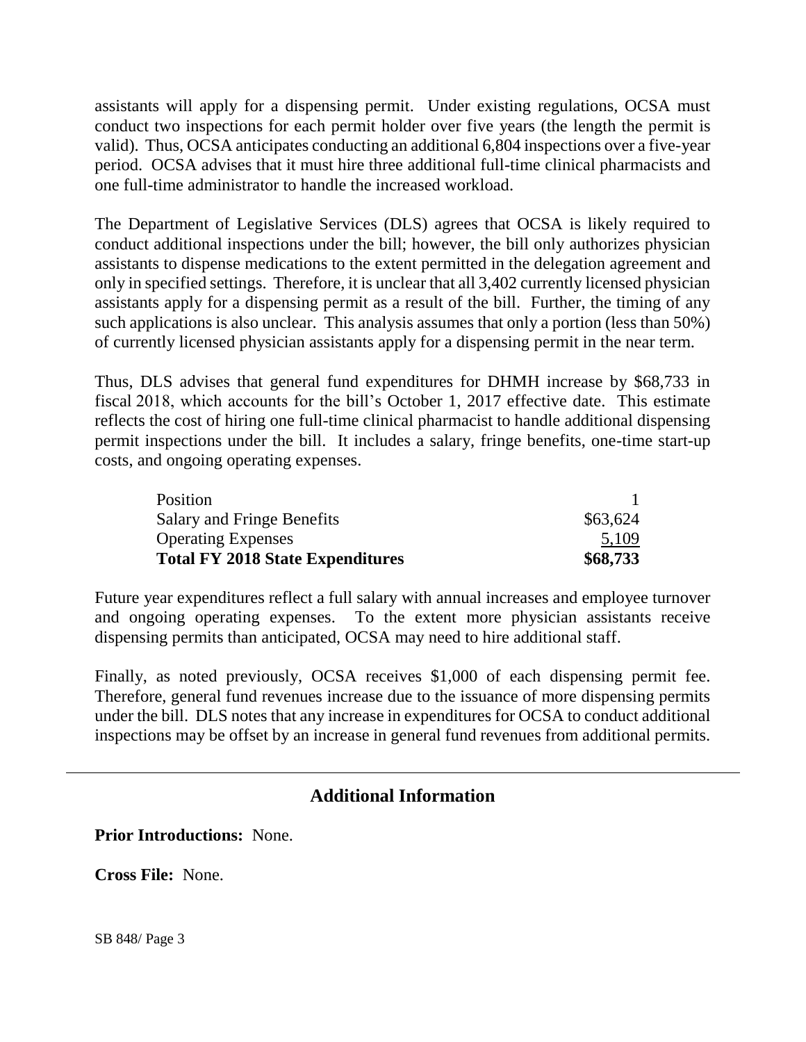assistants will apply for a dispensing permit. Under existing regulations, OCSA must conduct two inspections for each permit holder over five years (the length the permit is valid). Thus, OCSA anticipates conducting an additional 6,804 inspections over a five-year period. OCSA advises that it must hire three additional full-time clinical pharmacists and one full-time administrator to handle the increased workload.

The Department of Legislative Services (DLS) agrees that OCSA is likely required to conduct additional inspections under the bill; however, the bill only authorizes physician assistants to dispense medications to the extent permitted in the delegation agreement and only in specified settings. Therefore, it is unclear that all 3,402 currently licensed physician assistants apply for a dispensing permit as a result of the bill. Further, the timing of any such applications is also unclear. This analysis assumes that only a portion (less than 50%) of currently licensed physician assistants apply for a dispensing permit in the near term.

Thus, DLS advises that general fund expenditures for DHMH increase by $68,733 in fiscal 2018, which accounts for the bill's October 1, 2017 effective date. This estimate reflects the cost of hiring one full-time clinical pharmacist to handle additional dispensing permit inspections under the bill. It includes a salary, fringe benefits, one-time start-up costs, and ongoing operating expenses.

| | |
|---|---:|
| Position | 1 |
| Salary and Fringe Benefits | $63,624 |
| Operating Expenses | 5,109 |
| **Total FY 2018 State Expenditures** | **$68,733** |

Future year expenditures reflect a full salary with annual increases and employee turnover and ongoing operating expenses. To the extent more physician assistants receive dispensing permits than anticipated, OCSA may need to hire additional staff.

Finally, as noted previously, OCSA receives $1,000 of each dispensing permit fee. Therefore, general fund revenues increase due to the issuance of more dispensing permits under the bill. DLS notes that any increase in expenditures for OCSA to conduct additional inspections may be offset by an increase in general fund revenues from additional permits.

## Additional Information

**Prior Introductions:** None.

**Cross File:** None.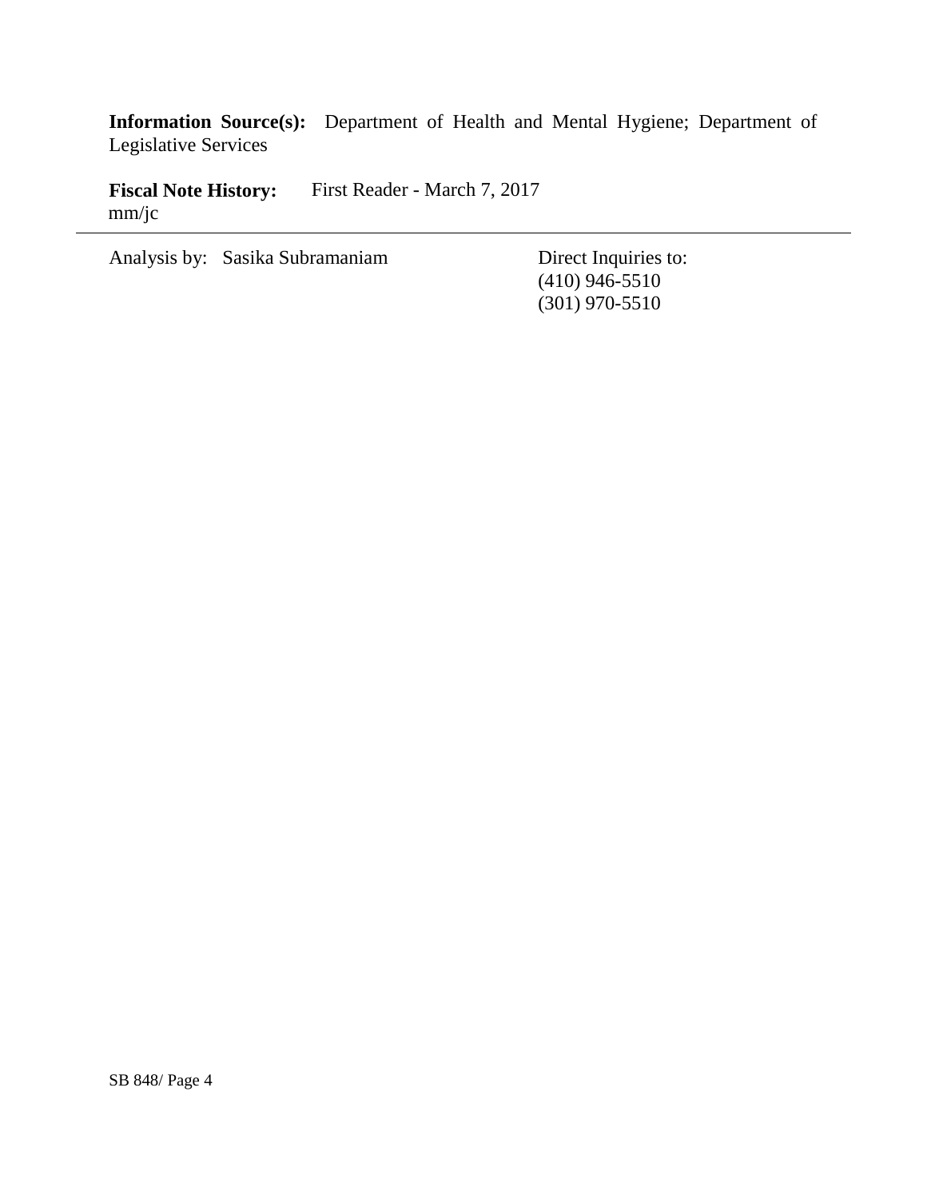**Information Source(s):** Department of Health and Mental Hygiene; Department of Legislative Services

**Fiscal Note History:** First Reader - March 7, 2017
mm/jc

---

Analysis by: Sasika Subramaniam

Direct Inquiries to:
(410) 946-5510
(301) 970-5510